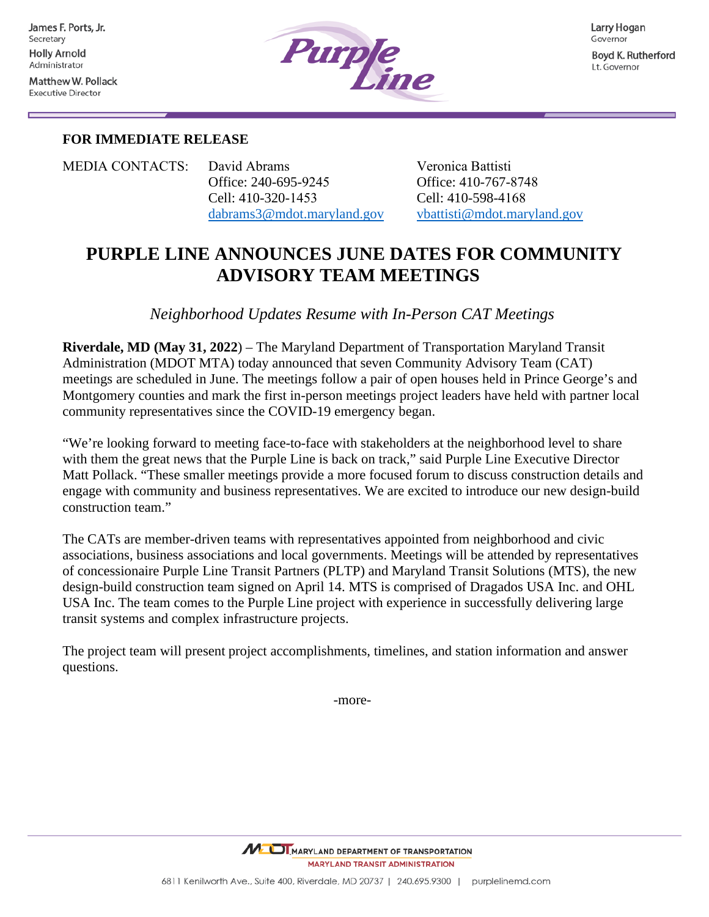James F. Ports, Jr.
Secretary
Holly Arnold
Administrator
Matthew W. Pollack
Executive Director

Larry Hogan
Governor
Boyd K. Rutherford
Lt. Governor

**FOR IMMEDIATE RELEASE**

| | | |
|---|---|---|
| MEDIA CONTACTS: | David Abrams | Veronica Battisti |
| | Office: 240-695-9245 | Office: 410-767-8748 |
| | Cell: 410-320-1453 | Cell: 410-598-4168 |
| | dabrams3@mdot.maryland.gov | vbattisti@mdot.maryland.gov |

# PURPLE LINE ANNOUNCES JUNE DATES FOR COMMUNITY ADVISORY TEAM MEETINGS

*Neighborhood Updates Resume with In-Person CAT Meetings*

**Riverdale, MD (May 31, 2022**) – The Maryland Department of Transportation Maryland Transit Administration (MDOT MTA) today announced that seven Community Advisory Team (CAT) meetings are scheduled in June. The meetings follow a pair of open houses held in Prince George's and Montgomery counties and mark the first in-person meetings project leaders have held with partner local community representatives since the COVID-19 emergency began.

"We're looking forward to meeting face-to-face with stakeholders at the neighborhood level to share with them the great news that the Purple Line is back on track," said Purple Line Executive Director Matt Pollack. "These smaller meetings provide a more focused forum to discuss construction details and engage with community and business representatives. We are excited to introduce our new design-build construction team."

The CATs are member-driven teams with representatives appointed from neighborhood and civic associations, business associations and local governments. Meetings will be attended by representatives of concessionaire Purple Line Transit Partners (PLTP) and Maryland Transit Solutions (MTS), the new design-build construction team signed on April 14. MTS is comprised of Dragados USA Inc. and OHL USA Inc. The team comes to the Purple Line project with experience in successfully delivering large transit systems and complex infrastructure projects.

The project team will present project accomplishments, timelines, and station information and answer questions.

-more-

MARYLAND DEPARTMENT OF TRANSPORTATION
MARYLAND TRANSIT ADMINISTRATION

6811 Kenilworth Ave., Suite 400, Riverdale, MD 20737 | 240.695.9300 | purplelinemd.com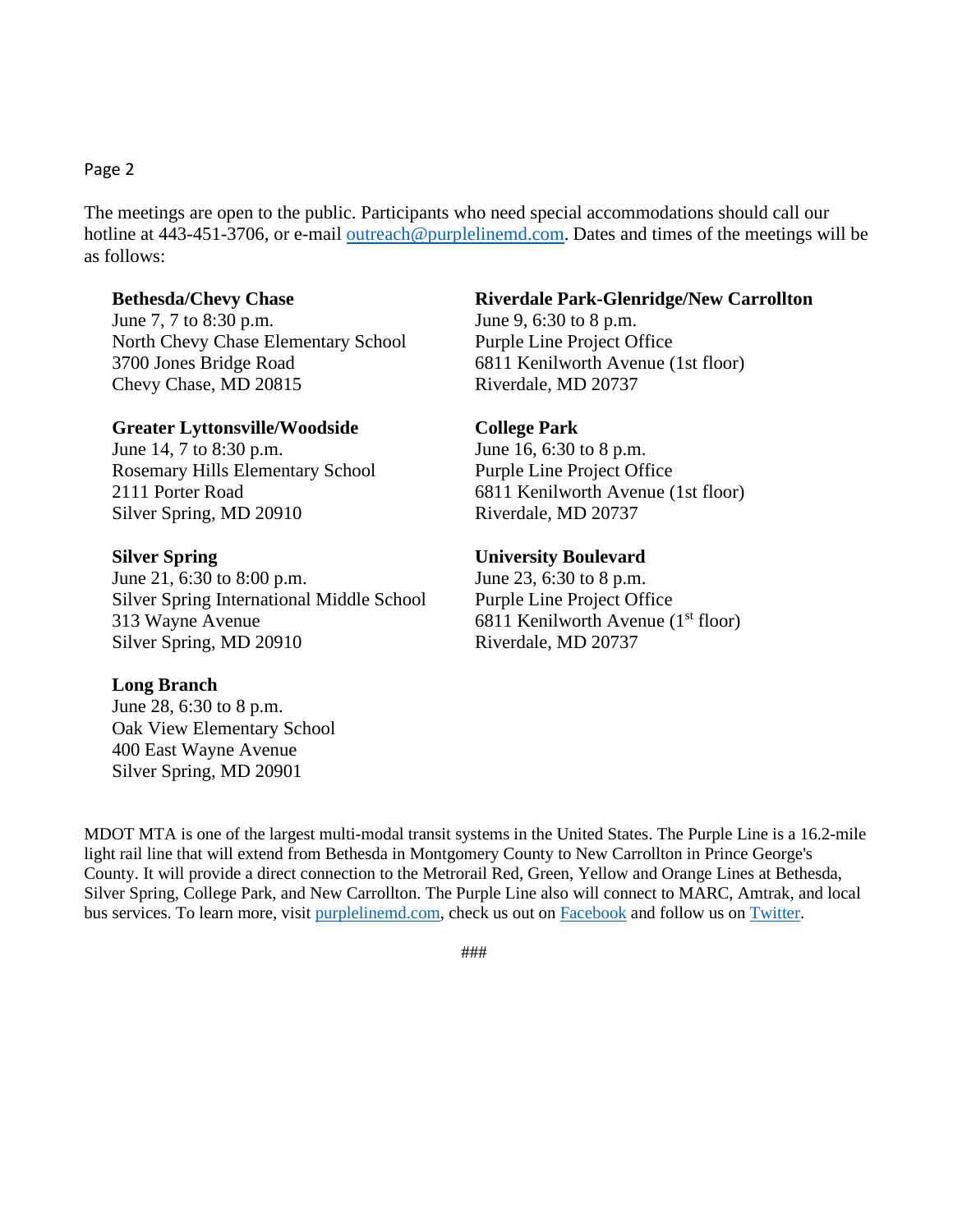The meetings are open to the public. Participants who need special accommodations should call our hotline at 443-451-3706, or e-mail outreach@purplelinemd.com. Dates and times of the meetings will be as follows:

**Bethesda/Chevy Chase**
June 7, 7 to 8:30 p.m.
North Chevy Chase Elementary School
3700 Jones Bridge Road
Chevy Chase, MD 20815

**Greater Lyttonsville/Woodside**
June 14, 7 to 8:30 p.m.
Rosemary Hills Elementary School
2111 Porter Road
Silver Spring, MD 20910

**Silver Spring**
June 21, 6:30 to 8:00 p.m.
Silver Spring International Middle School
313 Wayne Avenue
Silver Spring, MD 20910

**Long Branch**
June 28, 6:30 to 8 p.m.
Oak View Elementary School
400 East Wayne Avenue
Silver Spring, MD 20901

**Riverdale Park-Glenridge/New Carrollton**
June 9, 6:30 to 8 p.m.
Purple Line Project Office
6811 Kenilworth Avenue (1st floor)
Riverdale, MD 20737

**College Park**
June 16, 6:30 to 8 p.m.
Purple Line Project Office
6811 Kenilworth Avenue (1st floor)
Riverdale, MD 20737

**University Boulevard**
June 23, 6:30 to 8 p.m.
Purple Line Project Office
6811 Kenilworth Avenue (1st floor)
Riverdale, MD 20737

MDOT MTA is one of the largest multi-modal transit systems in the United States. The Purple Line is a 16.2-mile light rail line that will extend from Bethesda in Montgomery County to New Carrollton in Prince George's County. It will provide a direct connection to the Metrorail Red, Green, Yellow and Orange Lines at Bethesda, Silver Spring, College Park, and New Carrollton. The Purple Line also will connect to MARC, Amtrak, and local bus services. To learn more, visit purplelinemd.com, check us out on Facebook and follow us on Twitter.

###